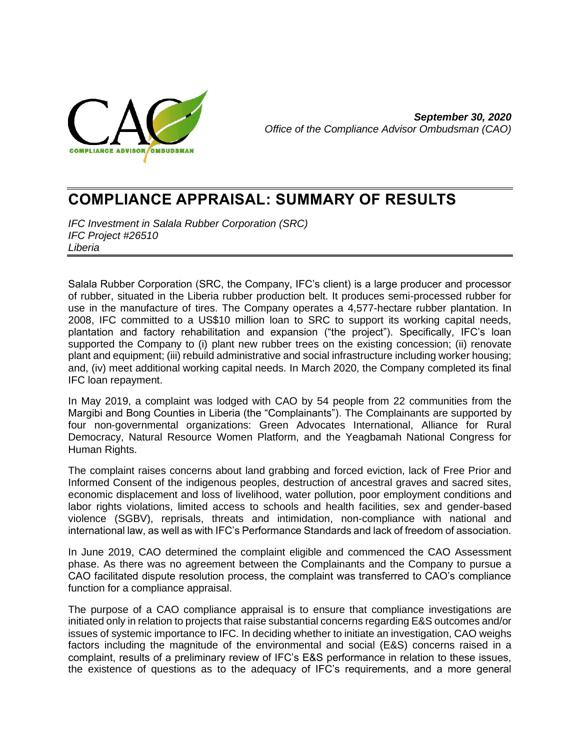*September 30, 2020*
*Office of the Compliance Advisor Ombudsman (CAO)*

# COMPLIANCE APPRAISAL: SUMMARY OF RESULTS

*IFC Investment in Salala Rubber Corporation (SRC)*
*IFC Project #26510*
*Liberia*

Salala Rubber Corporation (SRC, the Company, IFC's client) is a large producer and processor of rubber, situated in the Liberia rubber production belt. It produces semi-processed rubber for use in the manufacture of tires. The Company operates a 4,577-hectare rubber plantation. In 2008, IFC committed to a US$10 million loan to SRC to support its working capital needs, plantation and factory rehabilitation and expansion ("the project"). Specifically, IFC's loan supported the Company to (i) plant new rubber trees on the existing concession; (ii) renovate plant and equipment; (iii) rebuild administrative and social infrastructure including worker housing; and, (iv) meet additional working capital needs. In March 2020, the Company completed its final IFC loan repayment.

In May 2019, a complaint was lodged with CAO by 54 people from 22 communities from the Margibi and Bong Counties in Liberia (the "Complainants"). The Complainants are supported by four non-governmental organizations: Green Advocates International, Alliance for Rural Democracy, Natural Resource Women Platform, and the Yeagbamah National Congress for Human Rights.

The complaint raises concerns about land grabbing and forced eviction, lack of Free Prior and Informed Consent of the indigenous peoples, destruction of ancestral graves and sacred sites, economic displacement and loss of livelihood, water pollution, poor employment conditions and labor rights violations, limited access to schools and health facilities, sex and gender-based violence (SGBV), reprisals, threats and intimidation, non-compliance with national and international law, as well as with IFC's Performance Standards and lack of freedom of association.

In June 2019, CAO determined the complaint eligible and commenced the CAO Assessment phase. As there was no agreement between the Complainants and the Company to pursue a CAO facilitated dispute resolution process, the complaint was transferred to CAO's compliance function for a compliance appraisal.

The purpose of a CAO compliance appraisal is to ensure that compliance investigations are initiated only in relation to projects that raise substantial concerns regarding E&S outcomes and/or issues of systemic importance to IFC. In deciding whether to initiate an investigation, CAO weighs factors including the magnitude of the environmental and social (E&S) concerns raised in a complaint, results of a preliminary review of IFC's E&S performance in relation to these issues, the existence of questions as to the adequacy of IFC's requirements, and a more general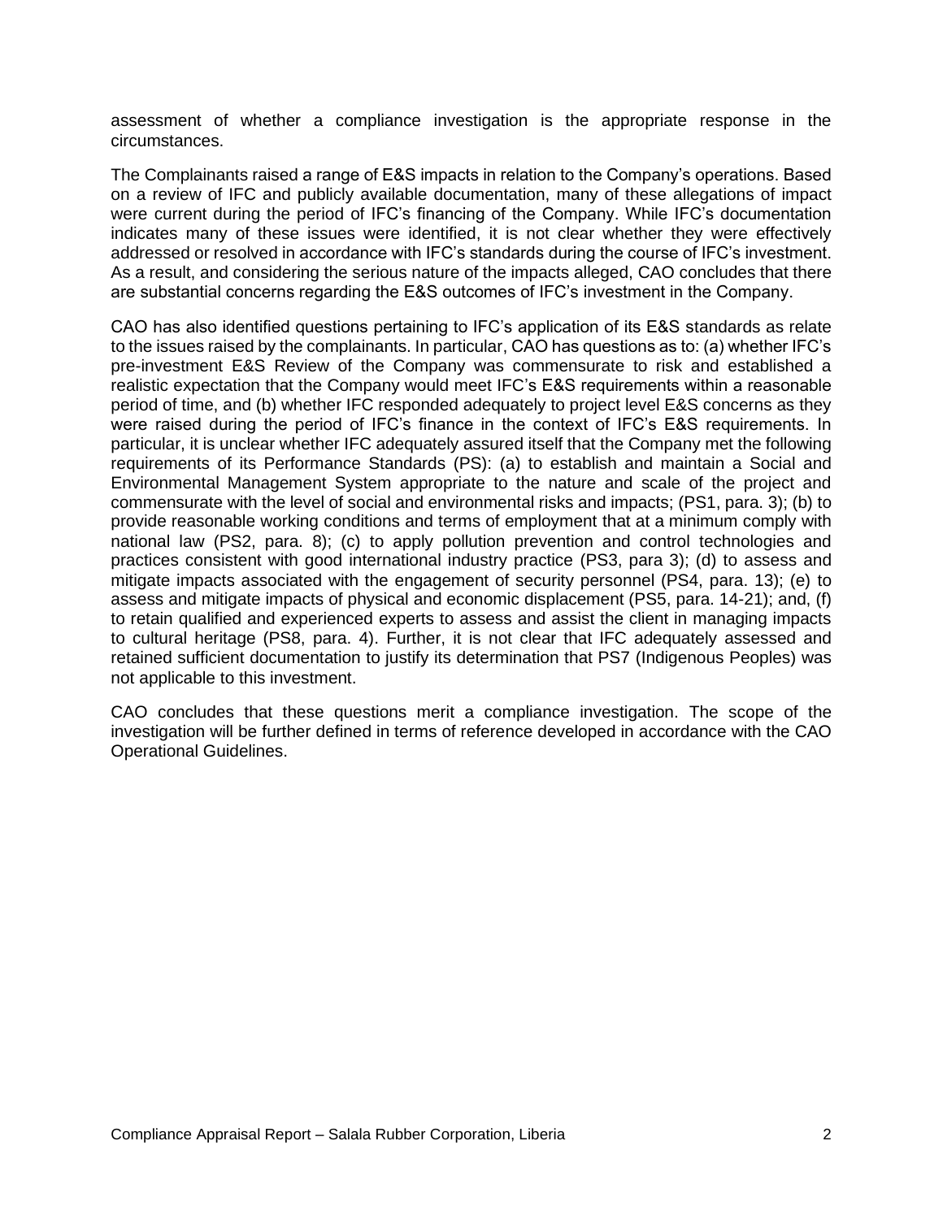assessment of whether a compliance investigation is the appropriate response in the circumstances.

The Complainants raised a range of E&S impacts in relation to the Company's operations. Based on a review of IFC and publicly available documentation, many of these allegations of impact were current during the period of IFC's financing of the Company. While IFC's documentation indicates many of these issues were identified, it is not clear whether they were effectively addressed or resolved in accordance with IFC's standards during the course of IFC's investment. As a result, and considering the serious nature of the impacts alleged, CAO concludes that there are substantial concerns regarding the E&S outcomes of IFC's investment in the Company.

CAO has also identified questions pertaining to IFC's application of its E&S standards as relate to the issues raised by the complainants. In particular, CAO has questions as to: (a) whether IFC's pre-investment E&S Review of the Company was commensurate to risk and established a realistic expectation that the Company would meet IFC's E&S requirements within a reasonable period of time, and (b) whether IFC responded adequately to project level E&S concerns as they were raised during the period of IFC's finance in the context of IFC's E&S requirements. In particular, it is unclear whether IFC adequately assured itself that the Company met the following requirements of its Performance Standards (PS): (a) to establish and maintain a Social and Environmental Management System appropriate to the nature and scale of the project and commensurate with the level of social and environmental risks and impacts; (PS1, para. 3); (b) to provide reasonable working conditions and terms of employment that at a minimum comply with national law (PS2, para. 8); (c) to apply pollution prevention and control technologies and practices consistent with good international industry practice (PS3, para 3); (d) to assess and mitigate impacts associated with the engagement of security personnel (PS4, para. 13); (e) to assess and mitigate impacts of physical and economic displacement (PS5, para. 14-21); and, (f) to retain qualified and experienced experts to assess and assist the client in managing impacts to cultural heritage (PS8, para. 4). Further, it is not clear that IFC adequately assessed and retained sufficient documentation to justify its determination that PS7 (Indigenous Peoples) was not applicable to this investment.

CAO concludes that these questions merit a compliance investigation. The scope of the investigation will be further defined in terms of reference developed in accordance with the CAO Operational Guidelines.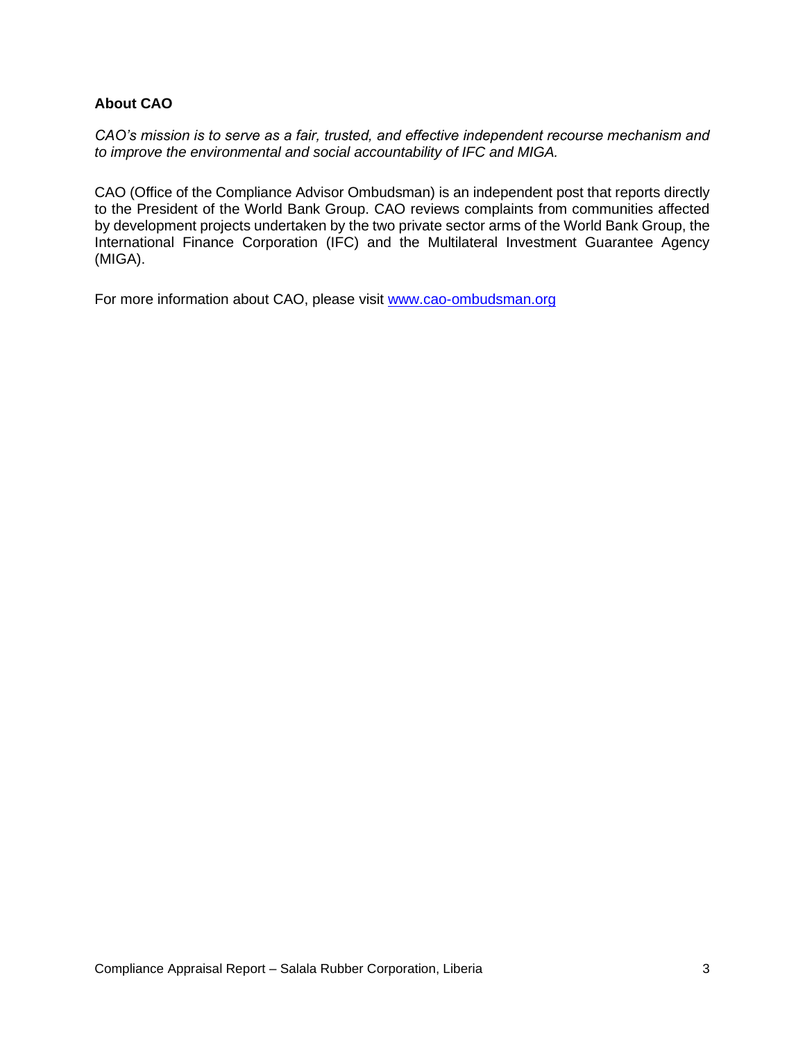## About CAO

*CAO's mission is to serve as a fair, trusted, and effective independent recourse mechanism and to improve the environmental and social accountability of IFC and MIGA.*

CAO (Office of the Compliance Advisor Ombudsman) is an independent post that reports directly to the President of the World Bank Group. CAO reviews complaints from communities affected by development projects undertaken by the two private sector arms of the World Bank Group, the International Finance Corporation (IFC) and the Multilateral Investment Guarantee Agency (MIGA).

For more information about CAO, please visit [www.cao-ombudsman.org](http://www.cao-ombudsman.org)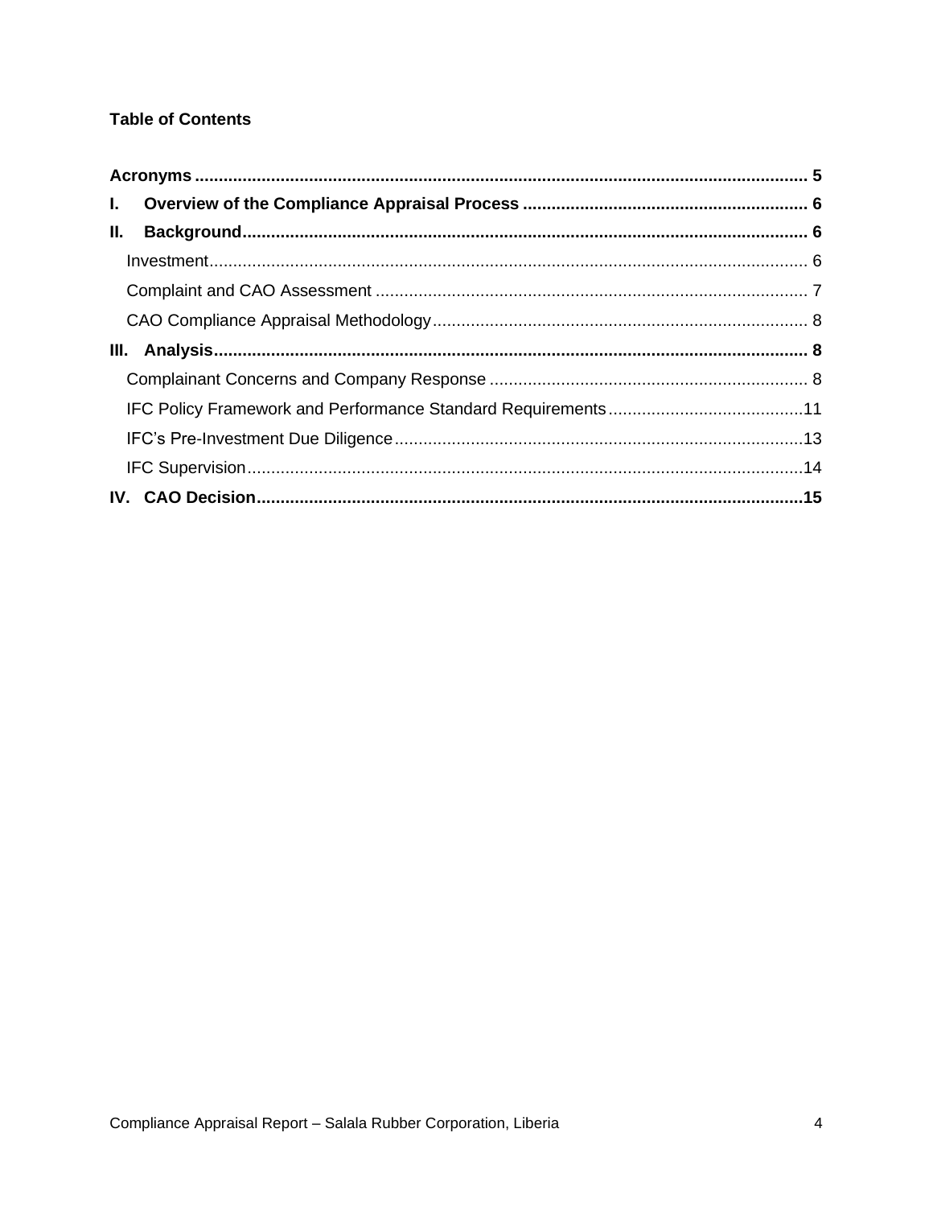**Table of Contents**

**Acronyms** ........ **5**

**I. Overview of the Compliance Appraisal Process** ........ **6**

**II. Background** ........ **6**

- Investment ........ 6
- Complaint and CAO Assessment ........ 7
- CAO Compliance Appraisal Methodology ........ 8

**III. Analysis** ........ **8**

- Complainant Concerns and Company Response ........ 8
- IFC Policy Framework and Performance Standard Requirements ........ 11
- IFC's Pre-Investment Due Diligence ........ 13
- IFC Supervision ........ 14

**IV. CAO Decision** ........ **15**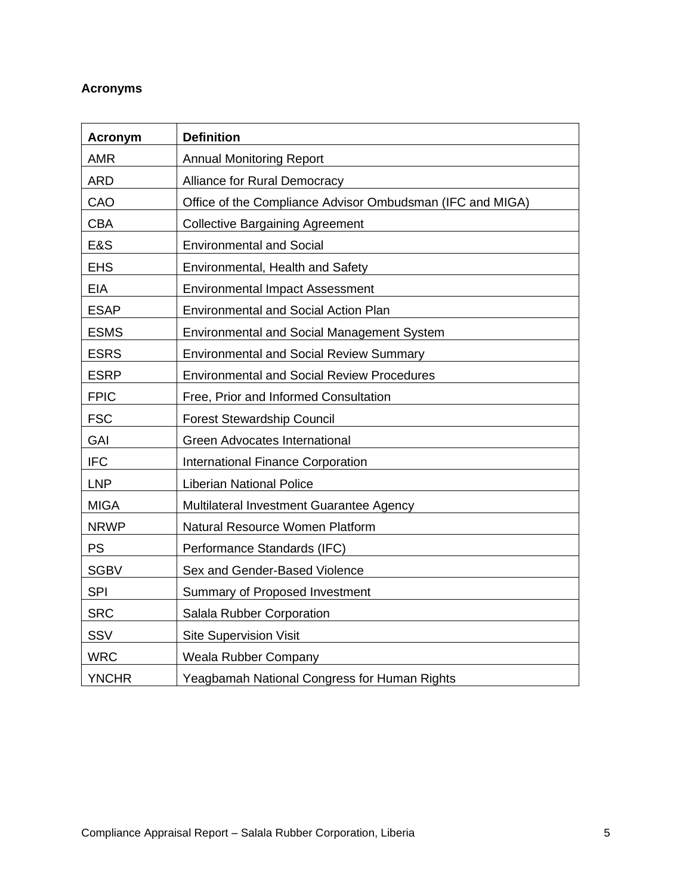**Acronyms**

| Acronym | Definition |
|---|---|
| AMR | Annual Monitoring Report |
| ARD | Alliance for Rural Democracy |
| CAO | Office of the Compliance Advisor Ombudsman (IFC and MIGA) |
| CBA | Collective Bargaining Agreement |
| E&S | Environmental and Social |
| EHS | Environmental, Health and Safety |
| EIA | Environmental Impact Assessment |
| ESAP | Environmental and Social Action Plan |
| ESMS | Environmental and Social Management System |
| ESRS | Environmental and Social Review Summary |
| ESRP | Environmental and Social Review Procedures |
| FPIC | Free, Prior and Informed Consultation |
| FSC | Forest Stewardship Council |
| GAI | Green Advocates International |
| IFC | International Finance Corporation |
| LNP | Liberian National Police |
| MIGA | Multilateral Investment Guarantee Agency |
| NRWP | Natural Resource Women Platform |
| PS | Performance Standards (IFC) |
| SGBV | Sex and Gender-Based Violence |
| SPI | Summary of Proposed Investment |
| SRC | Salala Rubber Corporation |
| SSV | Site Supervision Visit |
| WRC | Weala Rubber Company |
| YNCHR | Yeagbamah National Congress for Human Rights |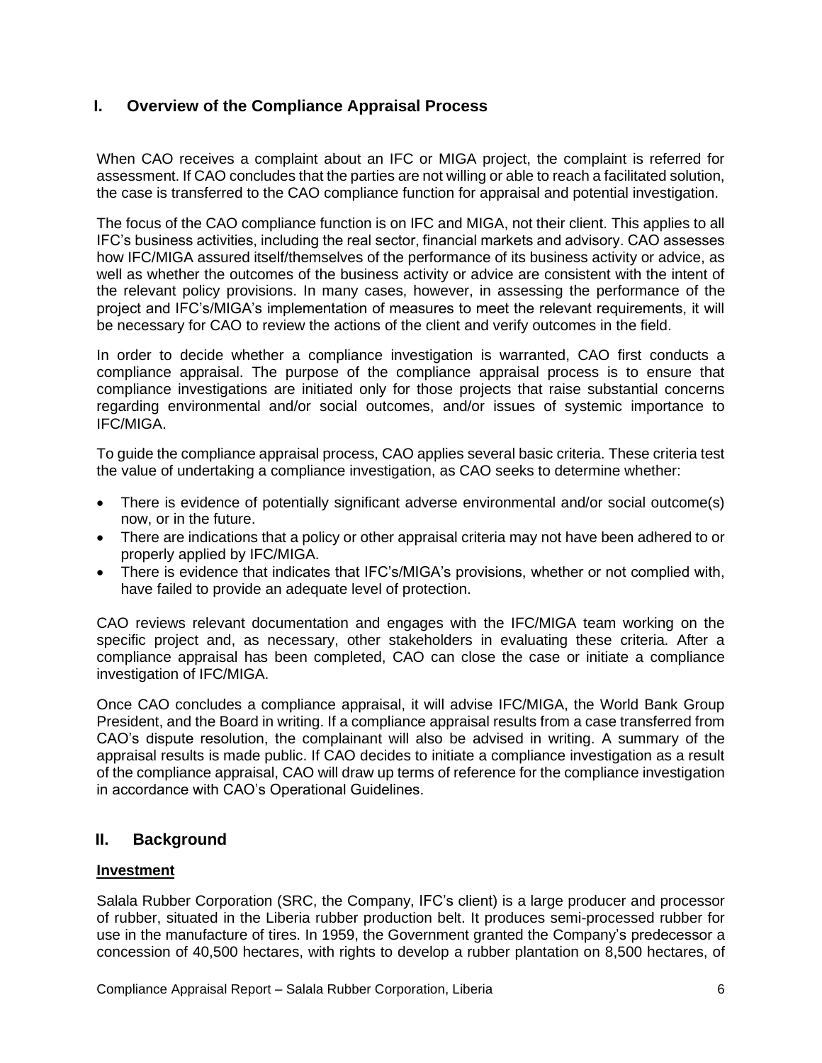## I. Overview of the Compliance Appraisal Process

When CAO receives a complaint about an IFC or MIGA project, the complaint is referred for assessment. If CAO concludes that the parties are not willing or able to reach a facilitated solution, the case is transferred to the CAO compliance function for appraisal and potential investigation.

The focus of the CAO compliance function is on IFC and MIGA, not their client. This applies to all IFC's business activities, including the real sector, financial markets and advisory. CAO assesses how IFC/MIGA assured itself/themselves of the performance of its business activity or advice, as well as whether the outcomes of the business activity or advice are consistent with the intent of the relevant policy provisions. In many cases, however, in assessing the performance of the project and IFC's/MIGA's implementation of measures to meet the relevant requirements, it will be necessary for CAO to review the actions of the client and verify outcomes in the field.

In order to decide whether a compliance investigation is warranted, CAO first conducts a compliance appraisal. The purpose of the compliance appraisal process is to ensure that compliance investigations are initiated only for those projects that raise substantial concerns regarding environmental and/or social outcomes, and/or issues of systemic importance to IFC/MIGA.

To guide the compliance appraisal process, CAO applies several basic criteria. These criteria test the value of undertaking a compliance investigation, as CAO seeks to determine whether:

- There is evidence of potentially significant adverse environmental and/or social outcome(s) now, or in the future.
- There are indications that a policy or other appraisal criteria may not have been adhered to or properly applied by IFC/MIGA.
- There is evidence that indicates that IFC's/MIGA's provisions, whether or not complied with, have failed to provide an adequate level of protection.

CAO reviews relevant documentation and engages with the IFC/MIGA team working on the specific project and, as necessary, other stakeholders in evaluating these criteria. After a compliance appraisal has been completed, CAO can close the case or initiate a compliance investigation of IFC/MIGA.

Once CAO concludes a compliance appraisal, it will advise IFC/MIGA, the World Bank Group President, and the Board in writing. If a compliance appraisal results from a case transferred from CAO's dispute resolution, the complainant will also be advised in writing. A summary of the appraisal results is made public. If CAO decides to initiate a compliance investigation as a result of the compliance appraisal, CAO will draw up terms of reference for the compliance investigation in accordance with CAO's Operational Guidelines.

## II. Background

**Investment**

Salala Rubber Corporation (SRC, the Company, IFC's client) is a large producer and processor of rubber, situated in the Liberia rubber production belt. It produces semi-processed rubber for use in the manufacture of tires. In 1959, the Government granted the Company's predecessor a concession of 40,500 hectares, with rights to develop a rubber plantation on 8,500 hectares, of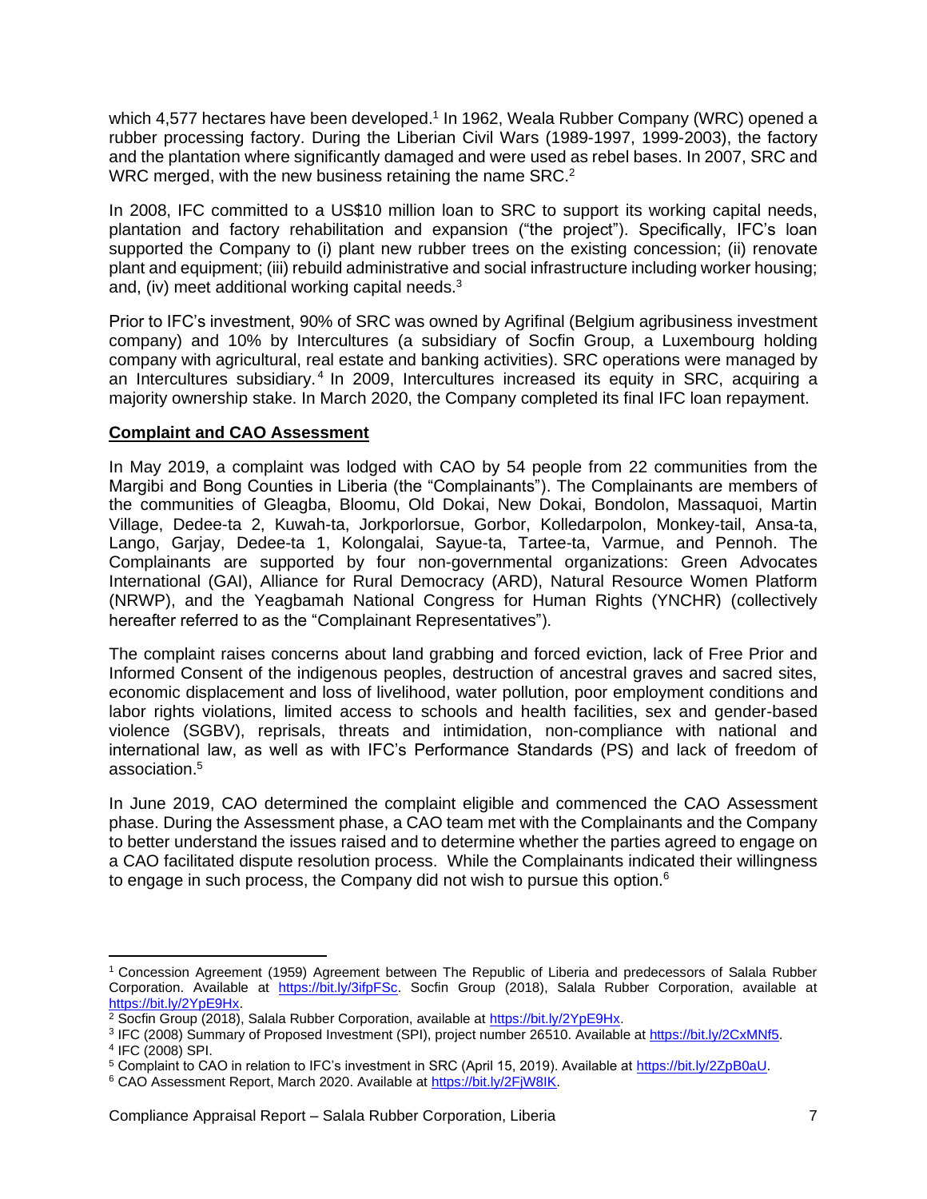which 4,577 hectares have been developed.[1] In 1962, Weala Rubber Company (WRC) opened a rubber processing factory. During the Liberian Civil Wars (1989-1997, 1999-2003), the factory and the plantation where significantly damaged and were used as rebel bases. In 2007, SRC and WRC merged, with the new business retaining the name SRC.[2]

In 2008, IFC committed to a US$10 million loan to SRC to support its working capital needs, plantation and factory rehabilitation and expansion ("the project"). Specifically, IFC's loan supported the Company to (i) plant new rubber trees on the existing concession; (ii) renovate plant and equipment; (iii) rebuild administrative and social infrastructure including worker housing; and, (iv) meet additional working capital needs.[3]

Prior to IFC's investment, 90% of SRC was owned by Agrifinal (Belgium agribusiness investment company) and 10% by Intercultures (a subsidiary of Socfin Group, a Luxembourg holding company with agricultural, real estate and banking activities). SRC operations were managed by an Intercultures subsidiary.[4] In 2009, Intercultures increased its equity in SRC, acquiring a majority ownership stake. In March 2020, the Company completed its final IFC loan repayment.

**Complaint and CAO Assessment**

In May 2019, a complaint was lodged with CAO by 54 people from 22 communities from the Margibi and Bong Counties in Liberia (the "Complainants"). The Complainants are members of the communities of Gleagba, Bloomu, Old Dokai, New Dokai, Bondolon, Massaquoi, Martin Village, Dedee-ta 2, Kuwah-ta, Jorkporlorsue, Gorbor, Kolledarpolon, Monkey-tail, Ansa-ta, Lango, Garjay, Dedee-ta 1, Kolongalai, Sayue-ta, Tartee-ta, Varmue, and Pennoh. The Complainants are supported by four non-governmental organizations: Green Advocates International (GAI), Alliance for Rural Democracy (ARD), Natural Resource Women Platform (NRWP), and the Yeagbamah National Congress for Human Rights (YNCHR) (collectively hereafter referred to as the "Complainant Representatives").

The complaint raises concerns about land grabbing and forced eviction, lack of Free Prior and Informed Consent of the indigenous peoples, destruction of ancestral graves and sacred sites, economic displacement and loss of livelihood, water pollution, poor employment conditions and labor rights violations, limited access to schools and health facilities, sex and gender-based violence (SGBV), reprisals, threats and intimidation, non-compliance with national and international law, as well as with IFC's Performance Standards (PS) and lack of freedom of association.[5]

In June 2019, CAO determined the complaint eligible and commenced the CAO Assessment phase. During the Assessment phase, a CAO team met with the Complainants and the Company to better understand the issues raised and to determine whether the parties agreed to engage on a CAO facilitated dispute resolution process. While the Complainants indicated their willingness to engage in such process, the Company did not wish to pursue this option.[6]

---

[1] Concession Agreement (1959) Agreement between The Republic of Liberia and predecessors of Salala Rubber Corporation. Available at https://bit.ly/3ifpFSc. Socfin Group (2018), Salala Rubber Corporation, available at https://bit.ly/2YpE9Hx.

[2] Socfin Group (2018), Salala Rubber Corporation, available at https://bit.ly/2YpE9Hx.

[3] IFC (2008) Summary of Proposed Investment (SPI), project number 26510. Available at https://bit.ly/2CxMNf5.

[4] IFC (2008) SPI.

[5] Complaint to CAO in relation to IFC's investment in SRC (April 15, 2019). Available at https://bit.ly/2ZpB0aU.

[6] CAO Assessment Report, March 2020. Available at https://bit.ly/2FjW8IK.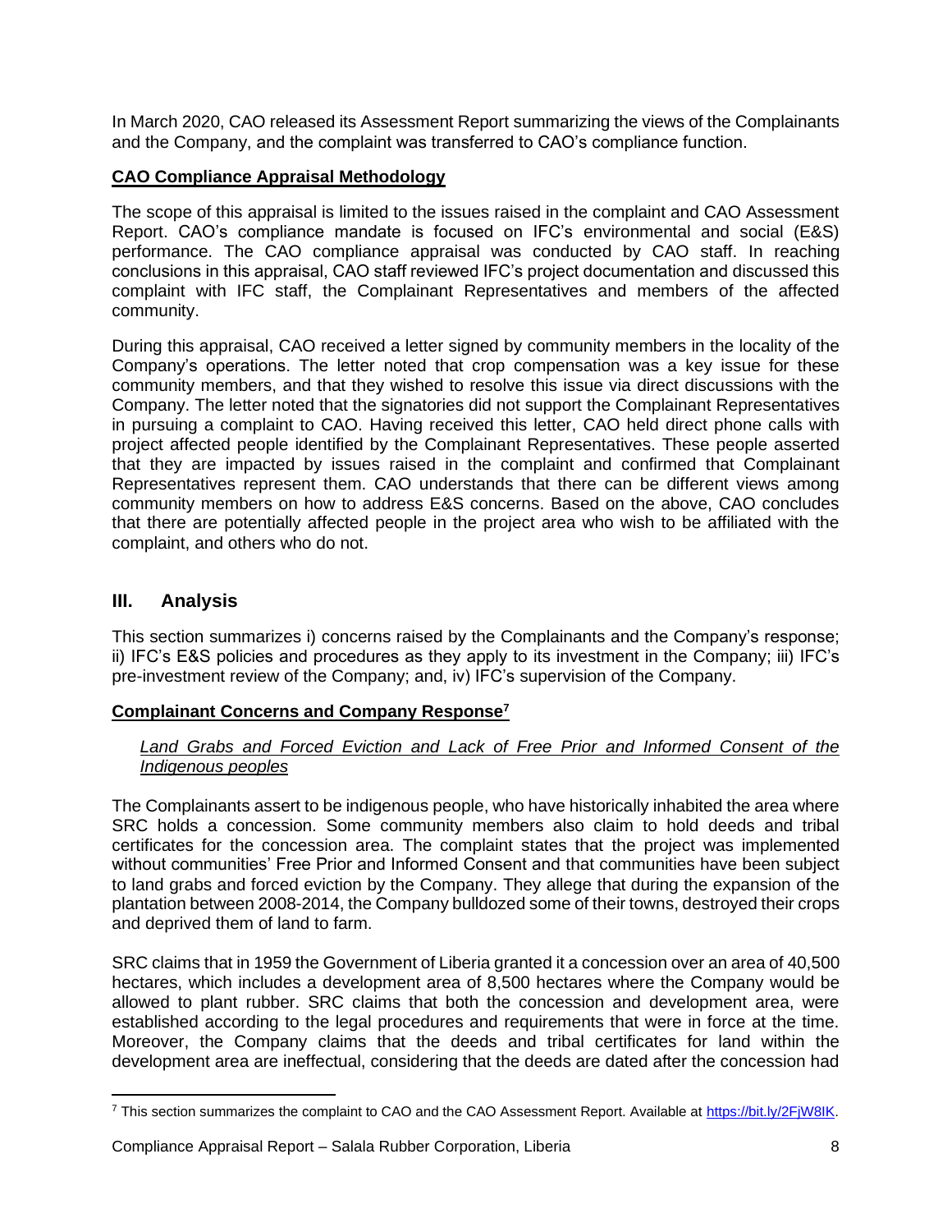In March 2020, CAO released its Assessment Report summarizing the views of the Complainants and the Company, and the complaint was transferred to CAO's compliance function.

**CAO Compliance Appraisal Methodology**

The scope of this appraisal is limited to the issues raised in the complaint and CAO Assessment Report. CAO's compliance mandate is focused on IFC's environmental and social (E&S) performance. The CAO compliance appraisal was conducted by CAO staff. In reaching conclusions in this appraisal, CAO staff reviewed IFC's project documentation and discussed this complaint with IFC staff, the Complainant Representatives and members of the affected community.

During this appraisal, CAO received a letter signed by community members in the locality of the Company's operations. The letter noted that crop compensation was a key issue for these community members, and that they wished to resolve this issue via direct discussions with the Company. The letter noted that the signatories did not support the Complainant Representatives in pursuing a complaint to CAO. Having received this letter, CAO held direct phone calls with project affected people identified by the Complainant Representatives. These people asserted that they are impacted by issues raised in the complaint and confirmed that Complainant Representatives represent them. CAO understands that there can be different views among community members on how to address E&S concerns. Based on the above, CAO concludes that there are potentially affected people in the project area who wish to be affiliated with the complaint, and others who do not.

## III. Analysis

This section summarizes i) concerns raised by the Complainants and the Company's response; ii) IFC's E&S policies and procedures as they apply to its investment in the Company; iii) IFC's pre-investment review of the Company; and, iv) IFC's supervision of the Company.

**Complainant Concerns and Company Response**[7]

*Land Grabs and Forced Eviction and Lack of Free Prior and Informed Consent of the Indigenous peoples*

The Complainants assert to be indigenous people, who have historically inhabited the area where SRC holds a concession. Some community members also claim to hold deeds and tribal certificates for the concession area. The complaint states that the project was implemented without communities' Free Prior and Informed Consent and that communities have been subject to land grabs and forced eviction by the Company. They allege that during the expansion of the plantation between 2008-2014, the Company bulldozed some of their towns, destroyed their crops and deprived them of land to farm.

SRC claims that in 1959 the Government of Liberia granted it a concession over an area of 40,500 hectares, which includes a development area of 8,500 hectares where the Company would be allowed to plant rubber. SRC claims that both the concession and development area, were established according to the legal procedures and requirements that were in force at the time. Moreover, the Company claims that the deeds and tribal certificates for land within the development area are ineffectual, considering that the deeds are dated after the concession had

[7] This section summarizes the complaint to CAO and the CAO Assessment Report. Available at https://bit.ly/2FjW8IK.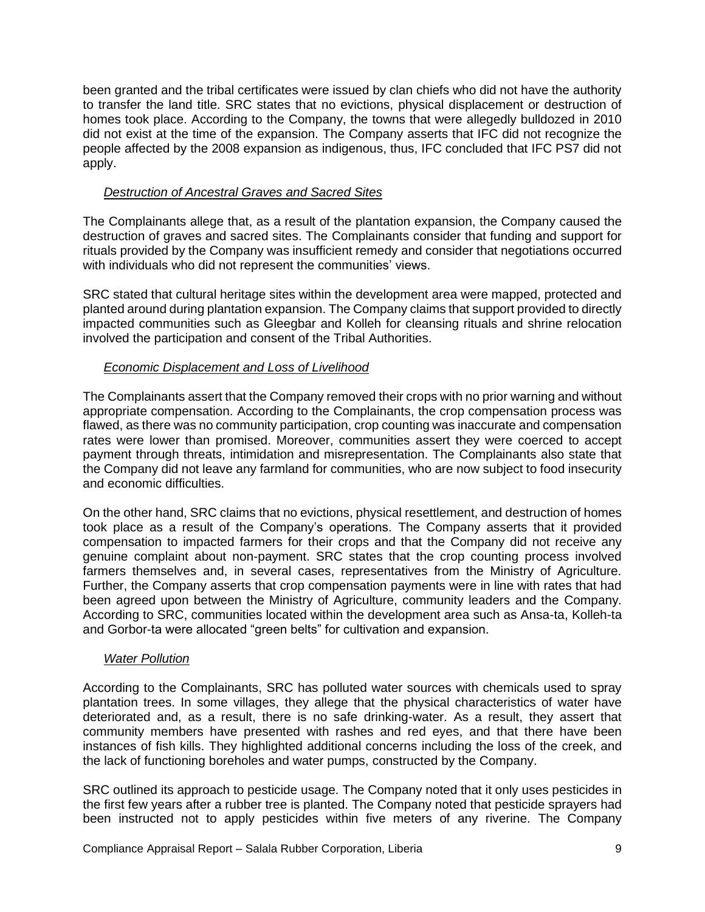been granted and the tribal certificates were issued by clan chiefs who did not have the authority to transfer the land title. SRC states that no evictions, physical displacement or destruction of homes took place. According to the Company, the towns that were allegedly bulldozed in 2010 did not exist at the time of the expansion. The Company asserts that IFC did not recognize the people affected by the 2008 expansion as indigenous, thus, IFC concluded that IFC PS7 did not apply.

*Destruction of Ancestral Graves and Sacred Sites*

The Complainants allege that, as a result of the plantation expansion, the Company caused the destruction of graves and sacred sites. The Complainants consider that funding and support for rituals provided by the Company was insufficient remedy and consider that negotiations occurred with individuals who did not represent the communities' views.

SRC stated that cultural heritage sites within the development area were mapped, protected and planted around during plantation expansion. The Company claims that support provided to directly impacted communities such as Gleegbar and Kolleh for cleansing rituals and shrine relocation involved the participation and consent of the Tribal Authorities.

*Economic Displacement and Loss of Livelihood*

The Complainants assert that the Company removed their crops with no prior warning and without appropriate compensation. According to the Complainants, the crop compensation process was flawed, as there was no community participation, crop counting was inaccurate and compensation rates were lower than promised. Moreover, communities assert they were coerced to accept payment through threats, intimidation and misrepresentation. The Complainants also state that the Company did not leave any farmland for communities, who are now subject to food insecurity and economic difficulties.

On the other hand, SRC claims that no evictions, physical resettlement, and destruction of homes took place as a result of the Company's operations. The Company asserts that it provided compensation to impacted farmers for their crops and that the Company did not receive any genuine complaint about non-payment. SRC states that the crop counting process involved farmers themselves and, in several cases, representatives from the Ministry of Agriculture. Further, the Company asserts that crop compensation payments were in line with rates that had been agreed upon between the Ministry of Agriculture, community leaders and the Company. According to SRC, communities located within the development area such as Ansa-ta, Kolleh-ta and Gorbor-ta were allocated "green belts" for cultivation and expansion.

*Water Pollution*

According to the Complainants, SRC has polluted water sources with chemicals used to spray plantation trees. In some villages, they allege that the physical characteristics of water have deteriorated and, as a result, there is no safe drinking-water. As a result, they assert that community members have presented with rashes and red eyes, and that there have been instances of fish kills. They highlighted additional concerns including the loss of the creek, and the lack of functioning boreholes and water pumps, constructed by the Company.

SRC outlined its approach to pesticide usage. The Company noted that it only uses pesticides in the first few years after a rubber tree is planted. The Company noted that pesticide sprayers had been instructed not to apply pesticides within five meters of any riverine. The Company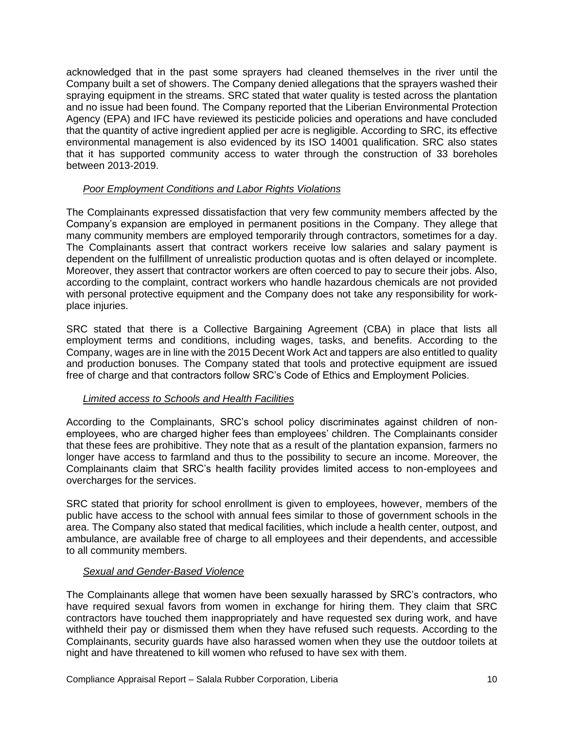acknowledged that in the past some sprayers had cleaned themselves in the river until the Company built a set of showers. The Company denied allegations that the sprayers washed their spraying equipment in the streams. SRC stated that water quality is tested across the plantation and no issue had been found. The Company reported that the Liberian Environmental Protection Agency (EPA) and IFC have reviewed its pesticide policies and operations and have concluded that the quantity of active ingredient applied per acre is negligible. According to SRC, its effective environmental management is also evidenced by its ISO 14001 qualification. SRC also states that it has supported community access to water through the construction of 33 boreholes between 2013-2019.

*Poor Employment Conditions and Labor Rights Violations*

The Complainants expressed dissatisfaction that very few community members affected by the Company's expansion are employed in permanent positions in the Company. They allege that many community members are employed temporarily through contractors, sometimes for a day. The Complainants assert that contract workers receive low salaries and salary payment is dependent on the fulfillment of unrealistic production quotas and is often delayed or incomplete. Moreover, they assert that contractor workers are often coerced to pay to secure their jobs. Also, according to the complaint, contract workers who handle hazardous chemicals are not provided with personal protective equipment and the Company does not take any responsibility for work-place injuries.

SRC stated that there is a Collective Bargaining Agreement (CBA) in place that lists all employment terms and conditions, including wages, tasks, and benefits. According to the Company, wages are in line with the 2015 Decent Work Act and tappers are also entitled to quality and production bonuses. The Company stated that tools and protective equipment are issued free of charge and that contractors follow SRC's Code of Ethics and Employment Policies.

*Limited access to Schools and Health Facilities*

According to the Complainants, SRC's school policy discriminates against children of non-employees, who are charged higher fees than employees' children. The Complainants consider that these fees are prohibitive. They note that as a result of the plantation expansion, farmers no longer have access to farmland and thus to the possibility to secure an income. Moreover, the Complainants claim that SRC's health facility provides limited access to non-employees and overcharges for the services.

SRC stated that priority for school enrollment is given to employees, however, members of the public have access to the school with annual fees similar to those of government schools in the area. The Company also stated that medical facilities, which include a health center, outpost, and ambulance, are available free of charge to all employees and their dependents, and accessible to all community members.

*Sexual and Gender-Based Violence*

The Complainants allege that women have been sexually harassed by SRC's contractors, who have required sexual favors from women in exchange for hiring them. They claim that SRC contractors have touched them inappropriately and have requested sex during work, and have withheld their pay or dismissed them when they have refused such requests. According to the Complainants, security guards have also harassed women when they use the outdoor toilets at night and have threatened to kill women who refused to have sex with them.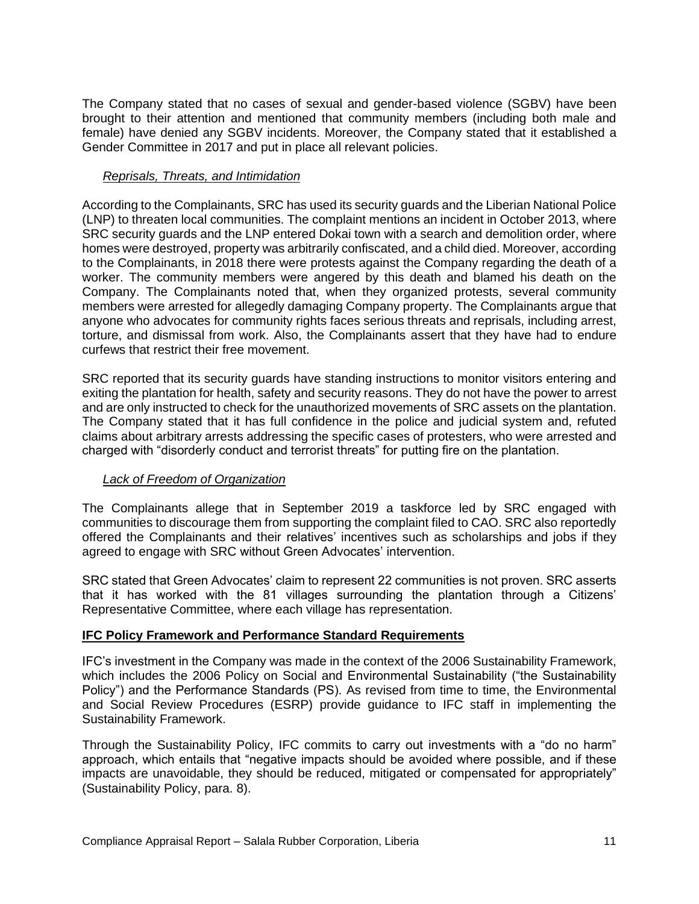The Company stated that no cases of sexual and gender-based violence (SGBV) have been brought to their attention and mentioned that community members (including both male and female) have denied any SGBV incidents. Moreover, the Company stated that it established a Gender Committee in 2017 and put in place all relevant policies.

*Reprisals, Threats, and Intimidation*

According to the Complainants, SRC has used its security guards and the Liberian National Police (LNP) to threaten local communities. The complaint mentions an incident in October 2013, where SRC security guards and the LNP entered Dokai town with a search and demolition order, where homes were destroyed, property was arbitrarily confiscated, and a child died. Moreover, according to the Complainants, in 2018 there were protests against the Company regarding the death of a worker. The community members were angered by this death and blamed his death on the Company. The Complainants noted that, when they organized protests, several community members were arrested for allegedly damaging Company property. The Complainants argue that anyone who advocates for community rights faces serious threats and reprisals, including arrest, torture, and dismissal from work. Also, the Complainants assert that they have had to endure curfews that restrict their free movement.

SRC reported that its security guards have standing instructions to monitor visitors entering and exiting the plantation for health, safety and security reasons. They do not have the power to arrest and are only instructed to check for the unauthorized movements of SRC assets on the plantation. The Company stated that it has full confidence in the police and judicial system and, refuted claims about arbitrary arrests addressing the specific cases of protesters, who were arrested and charged with "disorderly conduct and terrorist threats" for putting fire on the plantation.

*Lack of Freedom of Organization*

The Complainants allege that in September 2019 a taskforce led by SRC engaged with communities to discourage them from supporting the complaint filed to CAO. SRC also reportedly offered the Complainants and their relatives' incentives such as scholarships and jobs if they agreed to engage with SRC without Green Advocates' intervention.

SRC stated that Green Advocates' claim to represent 22 communities is not proven. SRC asserts that it has worked with the 81 villages surrounding the plantation through a Citizens' Representative Committee, where each village has representation.

**IFC Policy Framework and Performance Standard Requirements**

IFC's investment in the Company was made in the context of the 2006 Sustainability Framework, which includes the 2006 Policy on Social and Environmental Sustainability ("the Sustainability Policy") and the Performance Standards (PS). As revised from time to time, the Environmental and Social Review Procedures (ESRP) provide guidance to IFC staff in implementing the Sustainability Framework.

Through the Sustainability Policy, IFC commits to carry out investments with a "do no harm" approach, which entails that "negative impacts should be avoided where possible, and if these impacts are unavoidable, they should be reduced, mitigated or compensated for appropriately" (Sustainability Policy, para. 8).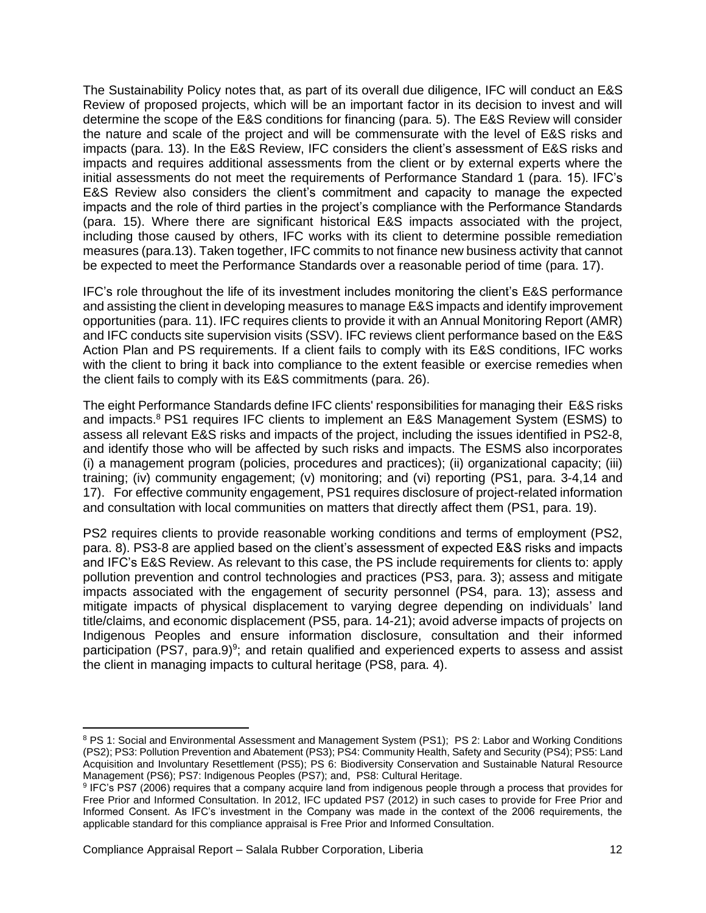The Sustainability Policy notes that, as part of its overall due diligence, IFC will conduct an E&S Review of proposed projects, which will be an important factor in its decision to invest and will determine the scope of the E&S conditions for financing (para. 5). The E&S Review will consider the nature and scale of the project and will be commensurate with the level of E&S risks and impacts (para. 13). In the E&S Review, IFC considers the client's assessment of E&S risks and impacts and requires additional assessments from the client or by external experts where the initial assessments do not meet the requirements of Performance Standard 1 (para. 15). IFC's E&S Review also considers the client's commitment and capacity to manage the expected impacts and the role of third parties in the project's compliance with the Performance Standards (para. 15). Where there are significant historical E&S impacts associated with the project, including those caused by others, IFC works with its client to determine possible remediation measures (para.13). Taken together, IFC commits to not finance new business activity that cannot be expected to meet the Performance Standards over a reasonable period of time (para. 17).

IFC's role throughout the life of its investment includes monitoring the client's E&S performance and assisting the client in developing measures to manage E&S impacts and identify improvement opportunities (para. 11). IFC requires clients to provide it with an Annual Monitoring Report (AMR) and IFC conducts site supervision visits (SSV). IFC reviews client performance based on the E&S Action Plan and PS requirements. If a client fails to comply with its E&S conditions, IFC works with the client to bring it back into compliance to the extent feasible or exercise remedies when the client fails to comply with its E&S commitments (para. 26).

The eight Performance Standards define IFC clients' responsibilities for managing their E&S risks and impacts.[8] PS1 requires IFC clients to implement an E&S Management System (ESMS) to assess all relevant E&S risks and impacts of the project, including the issues identified in PS2-8, and identify those who will be affected by such risks and impacts. The ESMS also incorporates (i) a management program (policies, procedures and practices); (ii) organizational capacity; (iii) training; (iv) community engagement; (v) monitoring; and (vi) reporting (PS1, para. 3-4,14 and 17). For effective community engagement, PS1 requires disclosure of project-related information and consultation with local communities on matters that directly affect them (PS1, para. 19).

PS2 requires clients to provide reasonable working conditions and terms of employment (PS2, para. 8). PS3-8 are applied based on the client's assessment of expected E&S risks and impacts and IFC's E&S Review. As relevant to this case, the PS include requirements for clients to: apply pollution prevention and control technologies and practices (PS3, para. 3); assess and mitigate impacts associated with the engagement of security personnel (PS4, para. 13); assess and mitigate impacts of physical displacement to varying degree depending on individuals' land title/claims, and economic displacement (PS5, para. 14-21); avoid adverse impacts of projects on Indigenous Peoples and ensure information disclosure, consultation and their informed participation (PS7, para.9)[9]; and retain qualified and experienced experts to assess and assist the client in managing impacts to cultural heritage (PS8, para. 4).

---

[8] PS 1: Social and Environmental Assessment and Management System (PS1); PS 2: Labor and Working Conditions (PS2); PS3: Pollution Prevention and Abatement (PS3); PS4: Community Health, Safety and Security (PS4); PS5: Land Acquisition and Involuntary Resettlement (PS5); PS 6: Biodiversity Conservation and Sustainable Natural Resource Management (PS6); PS7: Indigenous Peoples (PS7); and, PS8: Cultural Heritage.

[9] IFC's PS7 (2006) requires that a company acquire land from indigenous people through a process that provides for Free Prior and Informed Consultation. In 2012, IFC updated PS7 (2012) in such cases to provide for Free Prior and Informed Consent. As IFC's investment in the Company was made in the context of the 2006 requirements, the applicable standard for this compliance appraisal is Free Prior and Informed Consultation.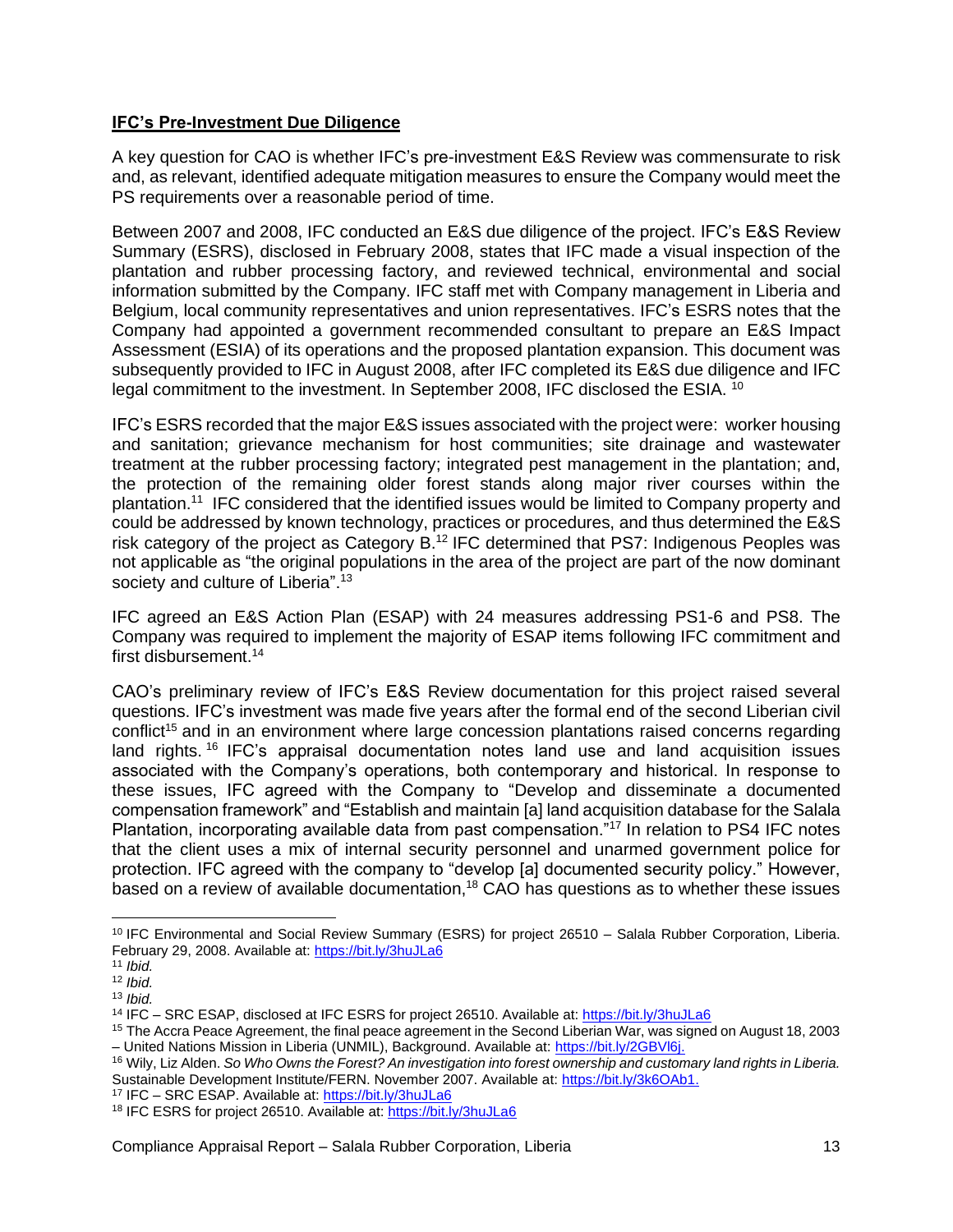**IFC's Pre-Investment Due Diligence**

A key question for CAO is whether IFC's pre-investment E&S Review was commensurate to risk and, as relevant, identified adequate mitigation measures to ensure the Company would meet the PS requirements over a reasonable period of time.

Between 2007 and 2008, IFC conducted an E&S due diligence of the project. IFC's E&S Review Summary (ESRS), disclosed in February 2008, states that IFC made a visual inspection of the plantation and rubber processing factory, and reviewed technical, environmental and social information submitted by the Company. IFC staff met with Company management in Liberia and Belgium, local community representatives and union representatives. IFC's ESRS notes that the Company had appointed a government recommended consultant to prepare an E&S Impact Assessment (ESIA) of its operations and the proposed plantation expansion. This document was subsequently provided to IFC in August 2008, after IFC completed its E&S due diligence and IFC legal commitment to the investment. In September 2008, IFC disclosed the ESIA. [10]

IFC's ESRS recorded that the major E&S issues associated with the project were: worker housing and sanitation; grievance mechanism for host communities; site drainage and wastewater treatment at the rubber processing factory; integrated pest management in the plantation; and, the protection of the remaining older forest stands along major river courses within the plantation.[11] IFC considered that the identified issues would be limited to Company property and could be addressed by known technology, practices or procedures, and thus determined the E&S risk category of the project as Category B.[12] IFC determined that PS7: Indigenous Peoples was not applicable as "the original populations in the area of the project are part of the now dominant society and culture of Liberia".[13]

IFC agreed an E&S Action Plan (ESAP) with 24 measures addressing PS1-6 and PS8. The Company was required to implement the majority of ESAP items following IFC commitment and first disbursement.[14]

CAO's preliminary review of IFC's E&S Review documentation for this project raised several questions. IFC's investment was made five years after the formal end of the second Liberian civil conflict[15] and in an environment where large concession plantations raised concerns regarding land rights.[16] IFC's appraisal documentation notes land use and land acquisition issues associated with the Company's operations, both contemporary and historical. In response to these issues, IFC agreed with the Company to "Develop and disseminate a documented compensation framework" and "Establish and maintain [a] land acquisition database for the Salala Plantation, incorporating available data from past compensation."[17] In relation to PS4 IFC notes that the client uses a mix of internal security personnel and unarmed government police for protection. IFC agreed with the company to "develop [a] documented security policy." However, based on a review of available documentation,[18] CAO has questions as to whether these issues

---

[10] IFC Environmental and Social Review Summary (ESRS) for project 26510 – Salala Rubber Corporation, Liberia. February 29, 2008. Available at: https://bit.ly/3huJLa6

[11] *Ibid.*

[12] *Ibid.*

[13] *Ibid.*

[14] IFC – SRC ESAP, disclosed at IFC ESRS for project 26510. Available at: https://bit.ly/3huJLa6

[15] The Accra Peace Agreement, the final peace agreement in the Second Liberian War, was signed on August 18, 2003 – United Nations Mission in Liberia (UNMIL), Background. Available at: https://bit.ly/2GBVl6j.

[16] Wily, Liz Alden. *So Who Owns the Forest? An investigation into forest ownership and customary land rights in Liberia.* Sustainable Development Institute/FERN. November 2007. Available at: https://bit.ly/3k6OAb1.

[17] IFC – SRC ESAP. Available at: https://bit.ly/3huJLa6

[18] IFC ESRS for project 26510. Available at: https://bit.ly/3huJLa6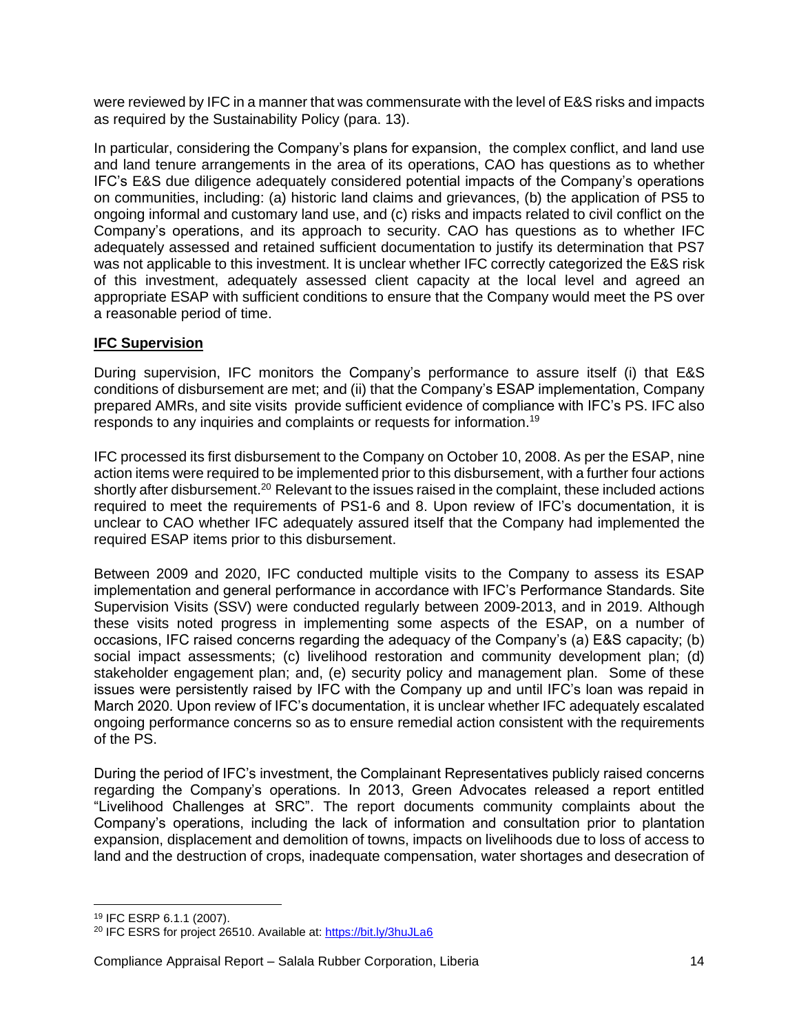were reviewed by IFC in a manner that was commensurate with the level of E&S risks and impacts as required by the Sustainability Policy (para. 13).

In particular, considering the Company's plans for expansion, the complex conflict, and land use and land tenure arrangements in the area of its operations, CAO has questions as to whether IFC's E&S due diligence adequately considered potential impacts of the Company's operations on communities, including: (a) historic land claims and grievances, (b) the application of PS5 to ongoing informal and customary land use, and (c) risks and impacts related to civil conflict on the Company's operations, and its approach to security. CAO has questions as to whether IFC adequately assessed and retained sufficient documentation to justify its determination that PS7 was not applicable to this investment. It is unclear whether IFC correctly categorized the E&S risk of this investment, adequately assessed client capacity at the local level and agreed an appropriate ESAP with sufficient conditions to ensure that the Company would meet the PS over a reasonable period of time.

**IFC Supervision**

During supervision, IFC monitors the Company's performance to assure itself (i) that E&S conditions of disbursement are met; and (ii) that the Company's ESAP implementation, Company prepared AMRs, and site visits provide sufficient evidence of compliance with IFC's PS. IFC also responds to any inquiries and complaints or requests for information.[19]

IFC processed its first disbursement to the Company on October 10, 2008. As per the ESAP, nine action items were required to be implemented prior to this disbursement, with a further four actions shortly after disbursement.[20] Relevant to the issues raised in the complaint, these included actions required to meet the requirements of PS1-6 and 8. Upon review of IFC's documentation, it is unclear to CAO whether IFC adequately assured itself that the Company had implemented the required ESAP items prior to this disbursement.

Between 2009 and 2020, IFC conducted multiple visits to the Company to assess its ESAP implementation and general performance in accordance with IFC's Performance Standards. Site Supervision Visits (SSV) were conducted regularly between 2009-2013, and in 2019. Although these visits noted progress in implementing some aspects of the ESAP, on a number of occasions, IFC raised concerns regarding the adequacy of the Company's (a) E&S capacity; (b) social impact assessments; (c) livelihood restoration and community development plan; (d) stakeholder engagement plan; and, (e) security policy and management plan. Some of these issues were persistently raised by IFC with the Company up and until IFC's loan was repaid in March 2020. Upon review of IFC's documentation, it is unclear whether IFC adequately escalated ongoing performance concerns so as to ensure remedial action consistent with the requirements of the PS.

During the period of IFC's investment, the Complainant Representatives publicly raised concerns regarding the Company's operations. In 2013, Green Advocates released a report entitled "Livelihood Challenges at SRC". The report documents community complaints about the Company's operations, including the lack of information and consultation prior to plantation expansion, displacement and demolition of towns, impacts on livelihoods due to loss of access to land and the destruction of crops, inadequate compensation, water shortages and desecration of

---

[19] IFC ESRP 6.1.1 (2007).

[20] IFC ESRS for project 26510. Available at: https://bit.ly/3huJLa6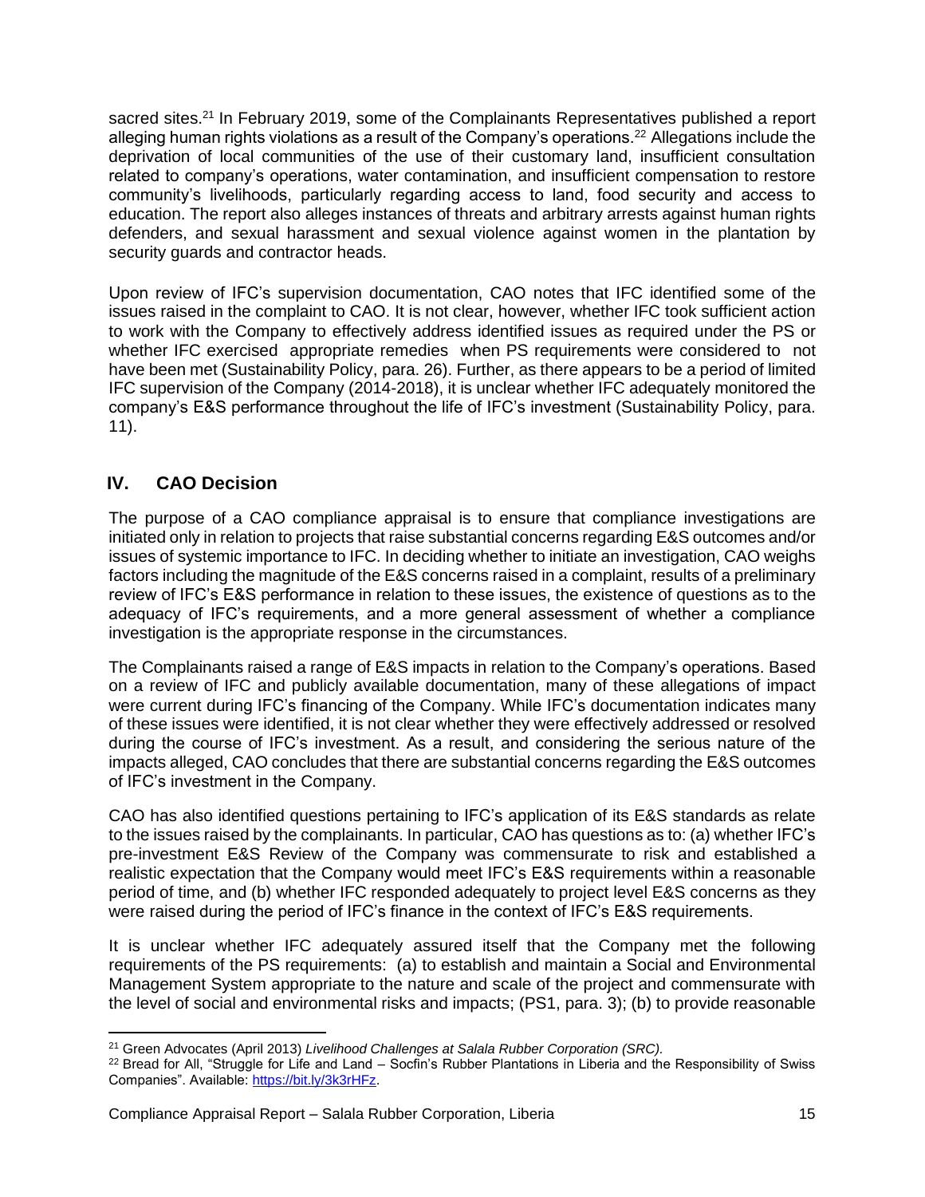sacred sites.[21] In February 2019, some of the Complainants Representatives published a report alleging human rights violations as a result of the Company's operations.[22] Allegations include the deprivation of local communities of the use of their customary land, insufficient consultation related to company's operations, water contamination, and insufficient compensation to restore community's livelihoods, particularly regarding access to land, food security and access to education. The report also alleges instances of threats and arbitrary arrests against human rights defenders, and sexual harassment and sexual violence against women in the plantation by security guards and contractor heads.

Upon review of IFC's supervision documentation, CAO notes that IFC identified some of the issues raised in the complaint to CAO. It is not clear, however, whether IFC took sufficient action to work with the Company to effectively address identified issues as required under the PS or whether IFC exercised appropriate remedies when PS requirements were considered to not have been met (Sustainability Policy, para. 26). Further, as there appears to be a period of limited IFC supervision of the Company (2014-2018), it is unclear whether IFC adequately monitored the company's E&S performance throughout the life of IFC's investment (Sustainability Policy, para. 11).

## IV. CAO Decision

The purpose of a CAO compliance appraisal is to ensure that compliance investigations are initiated only in relation to projects that raise substantial concerns regarding E&S outcomes and/or issues of systemic importance to IFC. In deciding whether to initiate an investigation, CAO weighs factors including the magnitude of the E&S concerns raised in a complaint, results of a preliminary review of IFC's E&S performance in relation to these issues, the existence of questions as to the adequacy of IFC's requirements, and a more general assessment of whether a compliance investigation is the appropriate response in the circumstances.

The Complainants raised a range of E&S impacts in relation to the Company's operations. Based on a review of IFC and publicly available documentation, many of these allegations of impact were current during IFC's financing of the Company. While IFC's documentation indicates many of these issues were identified, it is not clear whether they were effectively addressed or resolved during the course of IFC's investment. As a result, and considering the serious nature of the impacts alleged, CAO concludes that there are substantial concerns regarding the E&S outcomes of IFC's investment in the Company.

CAO has also identified questions pertaining to IFC's application of its E&S standards as relate to the issues raised by the complainants. In particular, CAO has questions as to: (a) whether IFC's pre-investment E&S Review of the Company was commensurate to risk and established a realistic expectation that the Company would meet IFC's E&S requirements within a reasonable period of time, and (b) whether IFC responded adequately to project level E&S concerns as they were raised during the period of IFC's finance in the context of IFC's E&S requirements.

It is unclear whether IFC adequately assured itself that the Company met the following requirements of the PS requirements: (a) to establish and maintain a Social and Environmental Management System appropriate to the nature and scale of the project and commensurate with the level of social and environmental risks and impacts; (PS1, para. 3); (b) to provide reasonable

---

[21] Green Advocates (April 2013) *Livelihood Challenges at Salala Rubber Corporation (SRC).*

[22] Bread for All, "Struggle for Life and Land – Socfin's Rubber Plantations in Liberia and the Responsibility of Swiss Companies". Available: https://bit.ly/3k3rHFz.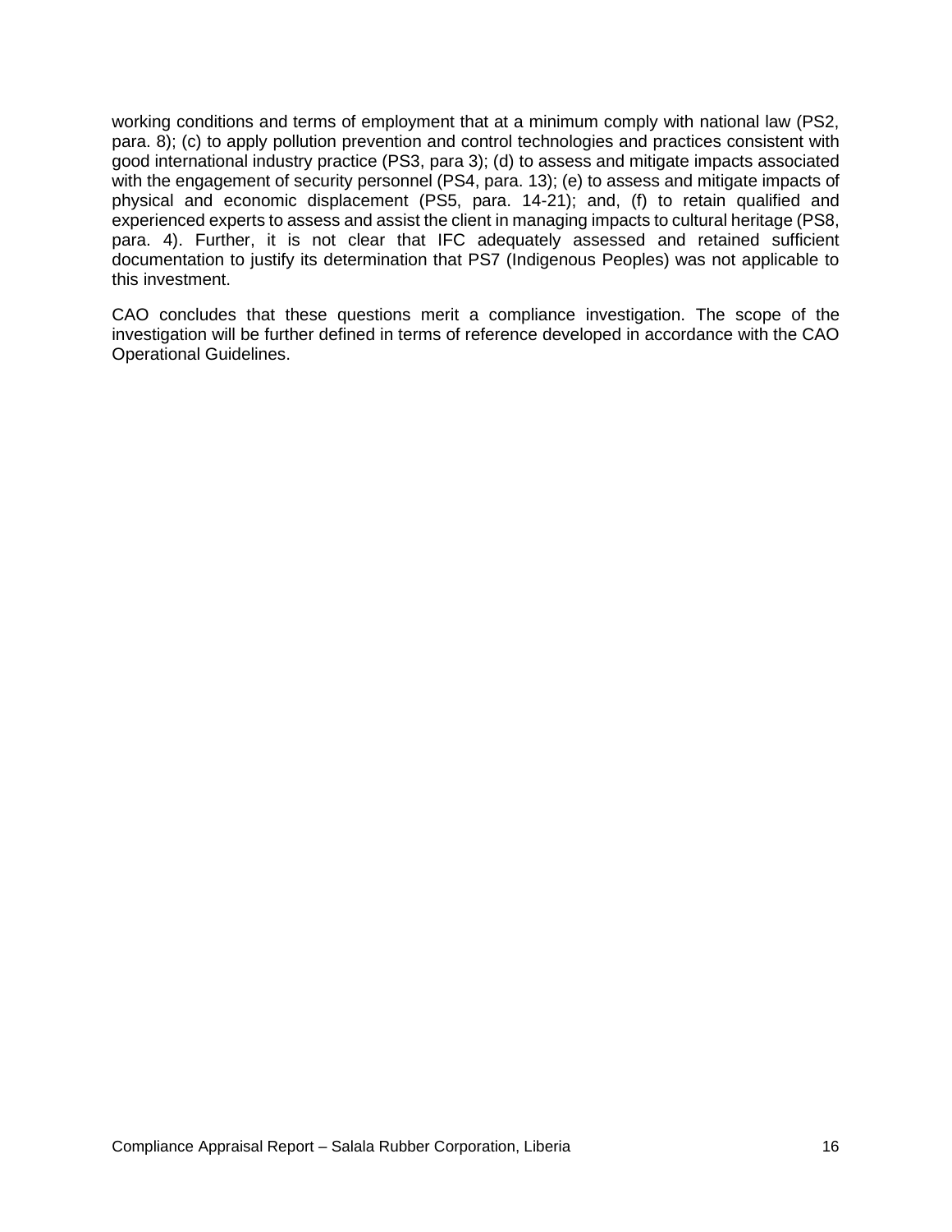working conditions and terms of employment that at a minimum comply with national law (PS2, para. 8); (c) to apply pollution prevention and control technologies and practices consistent with good international industry practice (PS3, para 3); (d) to assess and mitigate impacts associated with the engagement of security personnel (PS4, para. 13); (e) to assess and mitigate impacts of physical and economic displacement (PS5, para. 14-21); and, (f) to retain qualified and experienced experts to assess and assist the client in managing impacts to cultural heritage (PS8, para. 4). Further, it is not clear that IFC adequately assessed and retained sufficient documentation to justify its determination that PS7 (Indigenous Peoples) was not applicable to this investment.

CAO concludes that these questions merit a compliance investigation. The scope of the investigation will be further defined in terms of reference developed in accordance with the CAO Operational Guidelines.